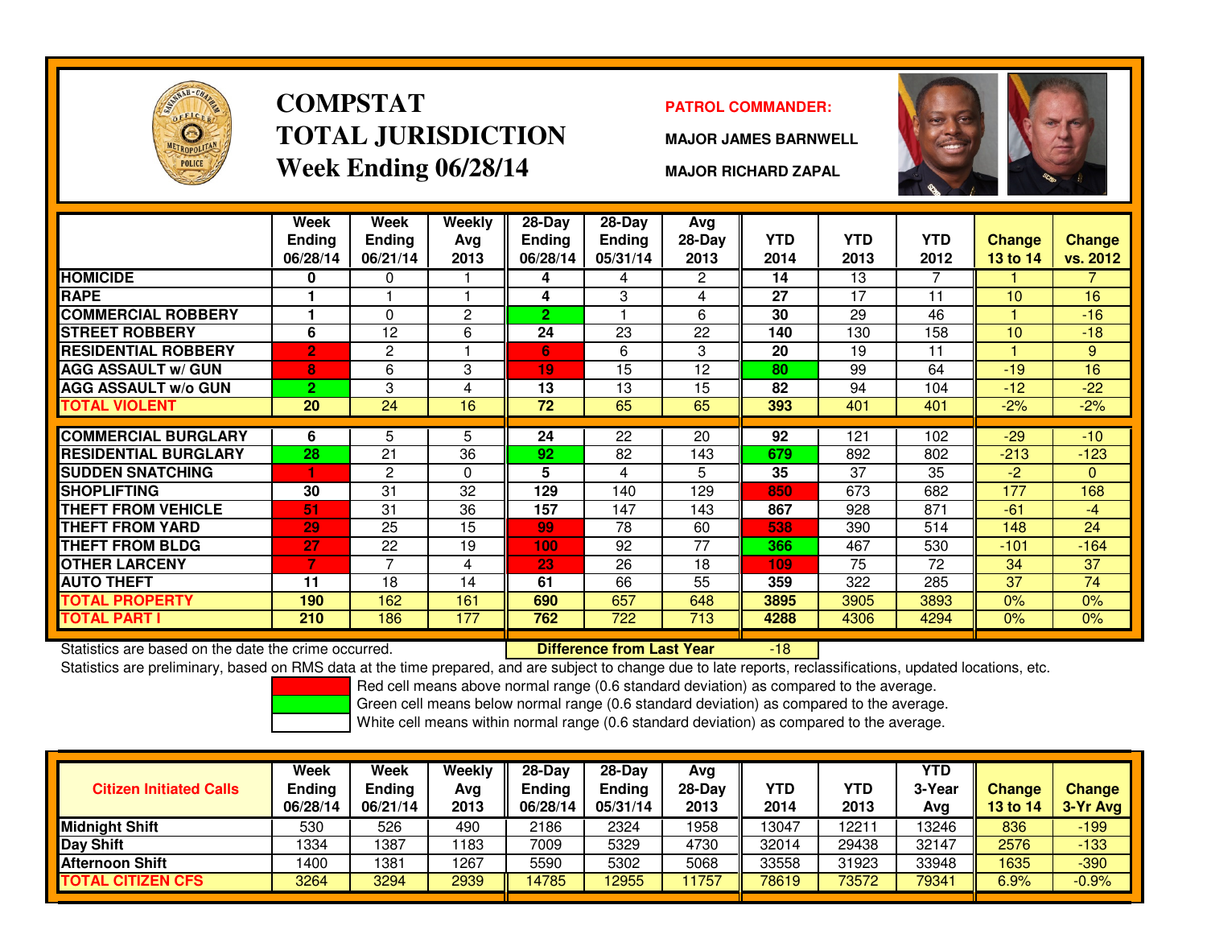# COMPSTAT
# TOTAL JURISDICTION
# Week Ending 06/28/14

**PATROL COMMANDER:**

**MAJOR JAMES BARNWELL**

**MAJOR RICHARD ZAPAL**

| | Week Ending 06/28/14 | Week Ending 06/21/14 | Weekly Avg 2013 | 28-Day Ending 06/28/14 | 28-Day Ending 05/31/14 | Avg 28-Day 2013 | YTD 2014 | YTD 2013 | YTD 2012 | Change 13 to 14 | Change vs. 2012 |
|---|---|---|---|---|---|---|---|---|---|---|---|
| HOMICIDE | 0 | 0 | 1 | 4 | 4 | 2 | 14 | 13 | 7 | 1 | 7 |
| RAPE | 1 | 1 | 1 | 4 | 3 | 4 | 27 | 17 | 11 | 10 | 16 |
| COMMERCIAL ROBBERY | 1 | 0 | 2 | 2 | 1 | 6 | 30 | 29 | 46 | 1 | -16 |
| STREET ROBBERY | 6 | 12 | 6 | 24 | 23 | 22 | 140 | 130 | 158 | 10 | -18 |
| RESIDENTIAL ROBBERY | 2 | 2 | 1 | 6 | 6 | 3 | 20 | 19 | 11 | 1 | 9 |
| AGG ASSAULT w/ GUN | 8 | 6 | 3 | 19 | 15 | 12 | 80 | 99 | 64 | -19 | 16 |
| AGG ASSAULT w/o GUN | 2 | 3 | 4 | 13 | 13 | 15 | 82 | 94 | 104 | -12 | -22 |
| TOTAL VIOLENT | 20 | 24 | 16 | 72 | 65 | 65 | 393 | 401 | 401 | -2% | -2% |
| COMMERCIAL BURGLARY | 6 | 5 | 5 | 24 | 22 | 20 | 92 | 121 | 102 | -29 | -10 |
| RESIDENTIAL BURGLARY | 28 | 21 | 36 | 92 | 82 | 143 | 679 | 892 | 802 | -213 | -123 |
| SUDDEN SNATCHING | 1 | 2 | 0 | 5 | 4 | 5 | 35 | 37 | 35 | -2 | 0 |
| SHOPLIFTING | 30 | 31 | 32 | 129 | 140 | 129 | 850 | 673 | 682 | 177 | 168 |
| THEFT FROM VEHICLE | 51 | 31 | 36 | 157 | 147 | 143 | 867 | 928 | 871 | -61 | -4 |
| THEFT FROM YARD | 29 | 25 | 15 | 99 | 78 | 60 | 538 | 390 | 514 | 148 | 24 |
| THEFT FROM BLDG | 27 | 22 | 19 | 100 | 92 | 77 | 366 | 467 | 530 | -101 | -164 |
| OTHER LARCENY | 7 | 7 | 4 | 23 | 26 | 18 | 109 | 75 | 72 | 34 | 37 |
| AUTO THEFT | 11 | 18 | 14 | 61 | 66 | 55 | 359 | 322 | 285 | 37 | 74 |
| TOTAL PROPERTY | 190 | 162 | 161 | 690 | 657 | 648 | 3895 | 3905 | 3893 | 0% | 0% |
| TOTAL PART I | 210 | 186 | 177 | 762 | 722 | 713 | 4288 | 4306 | 4294 | 0% | 0% |

Statistics are based on the date the crime occurred. **Difference from Last Year** -18

Statistics are preliminary, based on RMS data at the time prepared, and are subject to change due to late reports, reclassifications, updated locations, etc.

Red cell means above normal range (0.6 standard deviation) as compared to the average.
Green cell means below normal range (0.6 standard deviation) as compared to the average.
White cell means within normal range (0.6 standard deviation) as compared to the average.

| Citizen Initiated Calls | Week Ending 06/28/14 | Week Ending 06/21/14 | Weekly Avg 2013 | 28-Day Ending 06/28/14 | 28-Day Ending 05/31/14 | Avg 28-Day 2013 | YTD 2014 | YTD 2013 | YTD 3-Year Avg | Change 13 to 14 | Change 3-Yr Avg |
|---|---|---|---|---|---|---|---|---|---|---|---|
| Midnight Shift | 530 | 526 | 490 | 2186 | 2324 | 1958 | 13047 | 12211 | 13246 | 836 | -199 |
| Day Shift | 1334 | 1387 | 1183 | 7009 | 5329 | 4730 | 32014 | 29438 | 32147 | 2576 | -133 |
| Afternoon Shift | 1400 | 1381 | 1267 | 5590 | 5302 | 5068 | 33558 | 31923 | 33948 | 1635 | -390 |
| TOTAL CITIZEN CFS | 3264 | 3294 | 2939 | 14785 | 12955 | 11757 | 78619 | 73572 | 79341 | 6.9% | -0.9% |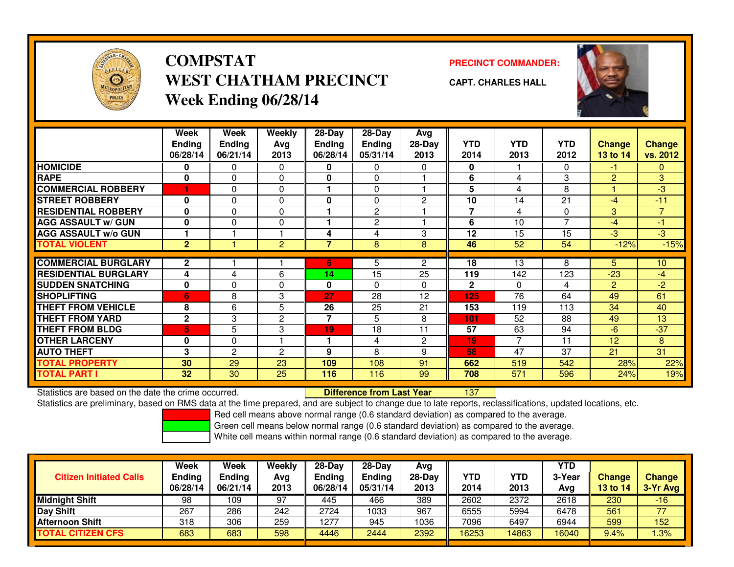# COMPSTAT
# WEST CHATHAM PRECINCT
# Week Ending 06/28/14

**PRECINCT COMMANDER:**

**CAPT. CHARLES HALL**

| | Week Ending 06/28/14 | Week Ending 06/21/14 | Weekly Avg 2013 | 28-Day Ending 06/28/14 | 28-Day Ending 05/31/14 | Avg 28-Day 2013 | YTD 2014 | YTD 2013 | YTD 2012 | Change 13 to 14 | Change vs. 2012 |
|---|---|---|---|---|---|---|---|---|---|---|---|
| HOMICIDE | 0 | 0 | 0 | 0 | 0 | 0 | 0 | 1 | 0 | -1 | 0 |
| RAPE | 0 | 0 | 0 | 0 | 0 | 1 | 6 | 4 | 3 | 2 | 3 |
| COMMERCIAL ROBBERY | 1 | 0 | 0 | 1 | 0 | 1 | 5 | 4 | 8 | 1 | -3 |
| STREET ROBBERY | 0 | 0 | 0 | 0 | 0 | 2 | 10 | 14 | 21 | -4 | -11 |
| RESIDENTIAL ROBBERY | 0 | 0 | 0 | 1 | 2 | 1 | 7 | 4 | 0 | 3 | 7 |
| AGG ASSAULT w/ GUN | 0 | 0 | 0 | 1 | 2 | 1 | 6 | 10 | 7 | -4 | -1 |
| AGG ASSAULT w/o GUN | 1 | 1 | 1 | 4 | 4 | 3 | 12 | 15 | 15 | -3 | -3 |
| TOTAL VIOLENT | 2 | 1 | 2 | 7 | 8 | 8 | 46 | 52 | 54 | -12% | -15% |
| COMMERCIAL BURGLARY | 2 | 1 | 1 | 6 | 5 | 2 | 18 | 13 | 8 | 5 | 10 |
| RESIDENTIAL BURGLARY | 4 | 4 | 6 | 14 | 15 | 25 | 119 | 142 | 123 | -23 | -4 |
| SUDDEN SNATCHING | 0 | 0 | 0 | 0 | 0 | 0 | 2 | 0 | 4 | 2 | -2 |
| SHOPLIFTING | 6 | 8 | 3 | 27 | 28 | 12 | 125 | 76 | 64 | 49 | 61 |
| THEFT FROM VEHICLE | 8 | 6 | 5 | 26 | 25 | 21 | 153 | 119 | 113 | 34 | 40 |
| THEFT FROM YARD | 2 | 3 | 2 | 7 | 5 | 8 | 101 | 52 | 88 | 49 | 13 |
| THEFT FROM BLDG | 5 | 5 | 3 | 19 | 18 | 11 | 57 | 63 | 94 | -6 | -37 |
| OTHER LARCENY | 0 | 0 | 1 | 1 | 4 | 2 | 19 | 7 | 11 | 12 | 8 |
| AUTO THEFT | 3 | 2 | 2 | 9 | 8 | 9 | 68 | 47 | 37 | 21 | 31 |
| TOTAL PROPERTY | 30 | 29 | 23 | 109 | 108 | 91 | 662 | 519 | 542 | 28% | 22% |
| TOTAL PART I | 32 | 30 | 25 | 116 | 116 | 99 | 708 | 571 | 596 | 24% | 19% |

Statistics are based on the date the crime occurred. **Difference from Last Year** 137

Statistics are preliminary, based on RMS data at the time prepared, and are subject to change due to late reports, reclassifications, updated locations, etc.

Red cell means above normal range (0.6 standard deviation) as compared to the average.
Green cell means below normal range (0.6 standard deviation) as compared to the average.
White cell means within normal range (0.6 standard deviation) as compared to the average.

| Citizen Initiated Calls | Week Ending 06/28/14 | Week Ending 06/21/14 | Weekly Avg 2013 | 28-Day Ending 06/28/14 | 28-Day Ending 05/31/14 | Avg 28-Day 2013 | YTD 2014 | YTD 2013 | YTD 3-Year Avg | Change 13 to 14 | Change 3-Yr Avg |
|---|---|---|---|---|---|---|---|---|---|---|---|
| Midnight Shift | 98 | 109 | 97 | 445 | 466 | 389 | 2602 | 2372 | 2618 | 230 | -16 |
| Day Shift | 267 | 286 | 242 | 2724 | 1033 | 967 | 6555 | 5994 | 6478 | 561 | 77 |
| Afternoon Shift | 318 | 306 | 259 | 1277 | 945 | 1036 | 7096 | 6497 | 6944 | 599 | 152 |
| TOTAL CITIZEN CFS | 683 | 683 | 598 | 4446 | 2444 | 2392 | 16253 | 14863 | 16040 | 9.4% | 1.3% |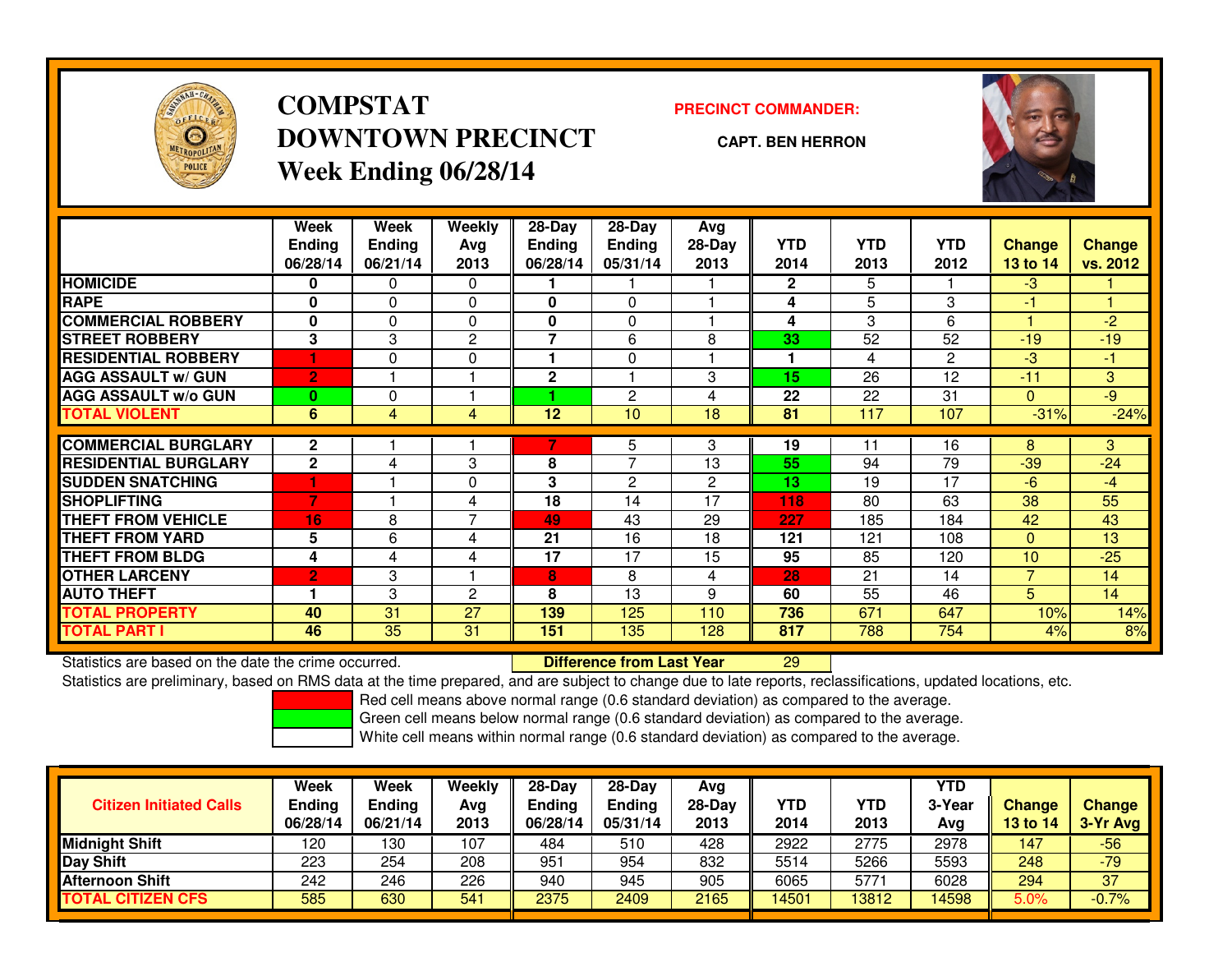# COMPSTAT
# DOWNTOWN PRECINCT
## Week Ending 06/28/14

**PRECINCT COMMANDER:**

**CAPT. BEN HERRON**

| | Week Ending 06/28/14 | Week Ending 06/21/14 | Weekly Avg 2013 | 28-Day Ending 06/28/14 | 28-Day Ending 05/31/14 | Avg 28-Day 2013 | YTD 2014 | YTD 2013 | YTD 2012 | Change 13 to 14 | Change vs. 2012 |
|---|---|---|---|---|---|---|---|---|---|---|---|
| HOMICIDE | 0 | 0 | 0 | 1 | 1 | 1 | 2 | 5 | 1 | -3 | 1 |
| RAPE | 0 | 0 | 0 | 0 | 0 | 1 | 4 | 5 | 3 | -1 | 1 |
| COMMERCIAL ROBBERY | 0 | 0 | 0 | 0 | 0 | 1 | 4 | 3 | 6 | 1 | -2 |
| STREET ROBBERY | 3 | 3 | 2 | 7 | 6 | 8 | 33 | 52 | 52 | -19 | -19 |
| RESIDENTIAL ROBBERY | 1 | 0 | 0 | 1 | 0 | 1 | 1 | 4 | 2 | -3 | -1 |
| AGG ASSAULT w/ GUN | 2 | 1 | 1 | 2 | 1 | 3 | 15 | 26 | 12 | -11 | 3 |
| AGG ASSAULT w/o GUN | 0 | 0 | 1 | 1 | 2 | 4 | 22 | 22 | 31 | 0 | -9 |
| TOTAL VIOLENT | 6 | 4 | 4 | 12 | 10 | 18 | 81 | 117 | 107 | -31% | -24% |
| COMMERCIAL BURGLARY | 2 | 1 | 1 | 7 | 5 | 3 | 19 | 11 | 16 | 8 | 3 |
| RESIDENTIAL BURGLARY | 2 | 4 | 3 | 8 | 7 | 13 | 55 | 94 | 79 | -39 | -24 |
| SUDDEN SNATCHING | 1 | 1 | 0 | 3 | 2 | 2 | 13 | 19 | 17 | -6 | -4 |
| SHOPLIFTING | 7 | 1 | 4 | 18 | 14 | 17 | 118 | 80 | 63 | 38 | 55 |
| THEFT FROM VEHICLE | 16 | 8 | 7 | 49 | 43 | 29 | 227 | 185 | 184 | 42 | 43 |
| THEFT FROM YARD | 5 | 6 | 4 | 21 | 16 | 18 | 121 | 121 | 108 | 0 | 13 |
| THEFT FROM BLDG | 4 | 4 | 4 | 17 | 17 | 15 | 95 | 85 | 120 | 10 | -25 |
| OTHER LARCENY | 2 | 3 | 1 | 8 | 8 | 4 | 28 | 21 | 14 | 7 | 14 |
| AUTO THEFT | 1 | 3 | 2 | 8 | 13 | 9 | 60 | 55 | 46 | 5 | 14 |
| TOTAL PROPERTY | 40 | 31 | 27 | 139 | 125 | 110 | 736 | 671 | 647 | 10% | 14% |
| TOTAL PART I | 46 | 35 | 31 | 151 | 135 | 128 | 817 | 788 | 754 | 4% | 8% |

Statistics are based on the date the crime occurred. **Difference from Last Year** 29

Statistics are preliminary, based on RMS data at the time prepared, and are subject to change due to late reports, reclassifications, updated locations, etc.

Red cell means above normal range (0.6 standard deviation) as compared to the average.
Green cell means below normal range (0.6 standard deviation) as compared to the average.
White cell means within normal range (0.6 standard deviation) as compared to the average.

| Citizen Initiated Calls | Week Ending 06/28/14 | Week Ending 06/21/14 | Weekly Avg 2013 | 28-Day Ending 06/28/14 | 28-Day Ending 05/31/14 | Avg 28-Day 2013 | YTD 2014 | YTD 2013 | YTD 3-Year Avg | Change 13 to 14 | Change 3-Yr Avg |
|---|---|---|---|---|---|---|---|---|---|---|---|
| Midnight Shift | 120 | 130 | 107 | 484 | 510 | 428 | 2922 | 2775 | 2978 | 147 | -56 |
| Day Shift | 223 | 254 | 208 | 951 | 954 | 832 | 5514 | 5266 | 5593 | 248 | -79 |
| Afternoon Shift | 242 | 246 | 226 | 940 | 945 | 905 | 6065 | 5771 | 6028 | 294 | 37 |
| TOTAL CITIZEN CFS | 585 | 630 | 541 | 2375 | 2409 | 2165 | 14501 | 13812 | 14598 | 5.0% | -0.7% |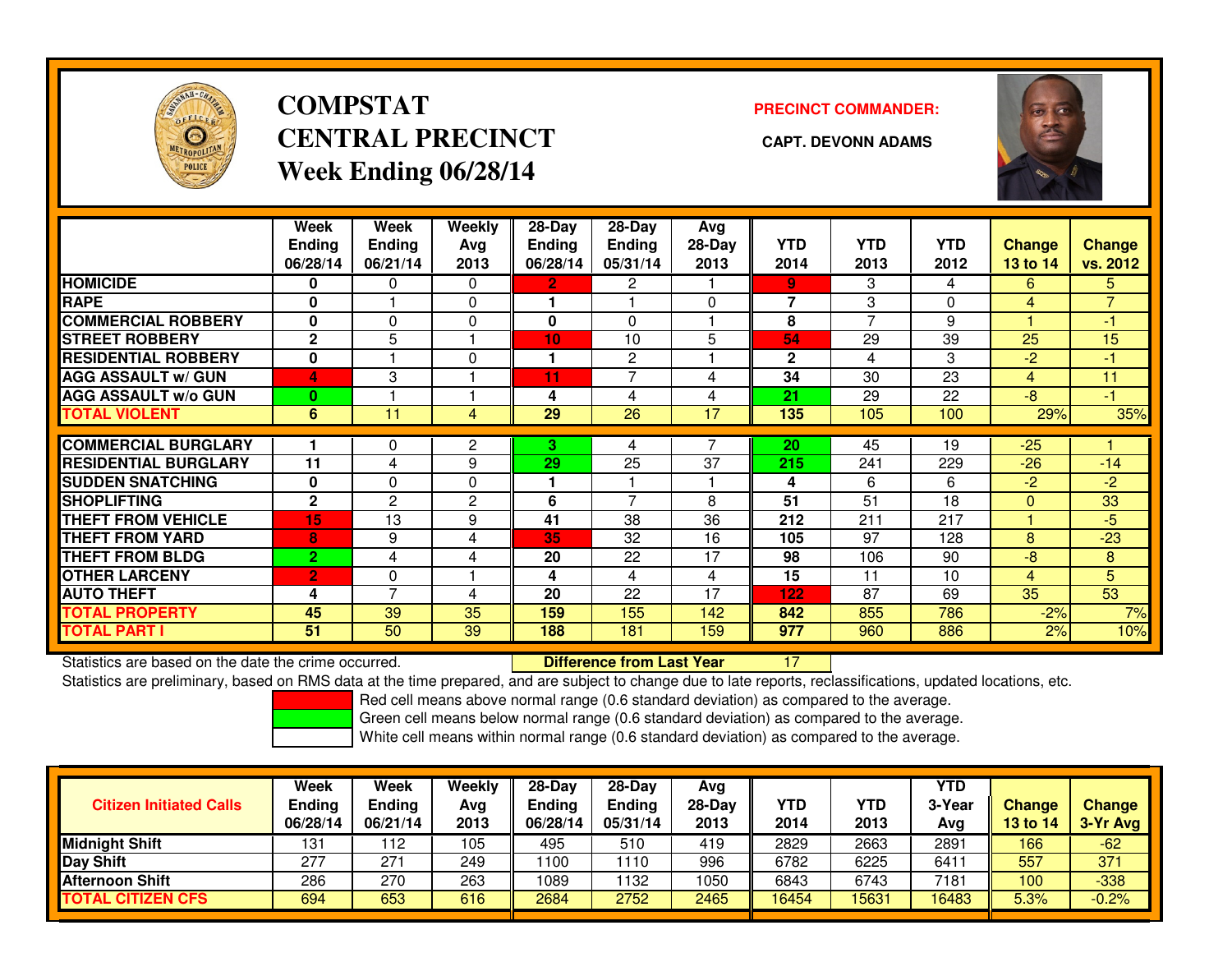# COMPSTAT
# CENTRAL PRECINCT
## Week Ending 06/28/14

**PRECINCT COMMANDER:**

**CAPT. DEVONN ADAMS**

| | Week Ending 06/28/14 | Week Ending 06/21/14 | Weekly Avg 2013 | 28-Day Ending 06/28/14 | 28-Day Ending 05/31/14 | Avg 28-Day 2013 | YTD 2014 | YTD 2013 | YTD 2012 | Change 13 to 14 | Change vs. 2012 |
|---|---|---|---|---|---|---|---|---|---|---|---|
| HOMICIDE | 0 | 0 | 0 | 2 | 2 | 1 | 9 | 3 | 4 | 6 | 5 |
| RAPE | 0 | 1 | 0 | 1 | 1 | 0 | 7 | 3 | 0 | 4 | 7 |
| COMMERCIAL ROBBERY | 0 | 0 | 0 | 0 | 0 | 1 | 8 | 7 | 9 | 1 | -1 |
| STREET ROBBERY | 2 | 5 | 1 | 10 | 10 | 5 | 54 | 29 | 39 | 25 | 15 |
| RESIDENTIAL ROBBERY | 0 | 1 | 0 | 1 | 2 | 1 | 2 | 4 | 3 | -2 | -1 |
| AGG ASSAULT w/ GUN | 4 | 3 | 1 | 11 | 7 | 4 | 34 | 30 | 23 | 4 | 11 |
| AGG ASSAULT w/o GUN | 0 | 1 | 1 | 4 | 4 | 4 | 21 | 29 | 22 | -8 | -1 |
| TOTAL VIOLENT | 6 | 11 | 4 | 29 | 26 | 17 | 135 | 105 | 100 | 29% | 35% |
| COMMERCIAL BURGLARY | 1 | 0 | 2 | 3 | 4 | 7 | 20 | 45 | 19 | -25 | 1 |
| RESIDENTIAL BURGLARY | 11 | 4 | 9 | 29 | 25 | 37 | 215 | 241 | 229 | -26 | -14 |
| SUDDEN SNATCHING | 0 | 0 | 0 | 1 | 1 | 1 | 4 | 6 | 6 | -2 | -2 |
| SHOPLIFTING | 2 | 2 | 2 | 6 | 7 | 8 | 51 | 51 | 18 | 0 | 33 |
| THEFT FROM VEHICLE | 15 | 13 | 9 | 41 | 38 | 36 | 212 | 211 | 217 | 1 | -5 |
| THEFT FROM YARD | 8 | 9 | 4 | 35 | 32 | 16 | 105 | 97 | 128 | 8 | -23 |
| THEFT FROM BLDG | 2 | 4 | 4 | 20 | 22 | 17 | 98 | 106 | 90 | -8 | 8 |
| OTHER LARCENY | 2 | 0 | 1 | 4 | 4 | 4 | 15 | 11 | 10 | 4 | 5 |
| AUTO THEFT | 4 | 7 | 4 | 20 | 22 | 17 | 122 | 87 | 69 | 35 | 53 |
| TOTAL PROPERTY | 45 | 39 | 35 | 159 | 155 | 142 | 842 | 855 | 786 | -2% | 7% |
| TOTAL PART I | 51 | 50 | 39 | 188 | 181 | 159 | 977 | 960 | 886 | 2% | 10% |

Statistics are based on the date the crime occurred. **Difference from Last Year** 17

Statistics are preliminary, based on RMS data at the time prepared, and are subject to change due to late reports, reclassifications, updated locations, etc.

Red cell means above normal range (0.6 standard deviation) as compared to the average.
Green cell means below normal range (0.6 standard deviation) as compared to the average.
White cell means within normal range (0.6 standard deviation) as compared to the average.

| Citizen Initiated Calls | Week Ending 06/28/14 | Week Ending 06/21/14 | Weekly Avg 2013 | 28-Day Ending 06/28/14 | 28-Day Ending 05/31/14 | Avg 28-Day 2013 | YTD 2014 | YTD 2013 | YTD 3-Year Avg | Change 13 to 14 | Change 3-Yr Avg |
|---|---|---|---|---|---|---|---|---|---|---|---|
| Midnight Shift | 131 | 112 | 105 | 495 | 510 | 419 | 2829 | 2663 | 2891 | 166 | -62 |
| Day Shift | 277 | 271 | 249 | 1100 | 1110 | 996 | 6782 | 6225 | 6411 | 557 | 371 |
| Afternoon Shift | 286 | 270 | 263 | 1089 | 1132 | 1050 | 6843 | 6743 | 7181 | 100 | -338 |
| TOTAL CITIZEN CFS | 694 | 653 | 616 | 2684 | 2752 | 2465 | 16454 | 15631 | 16483 | 5.3% | -0.2% |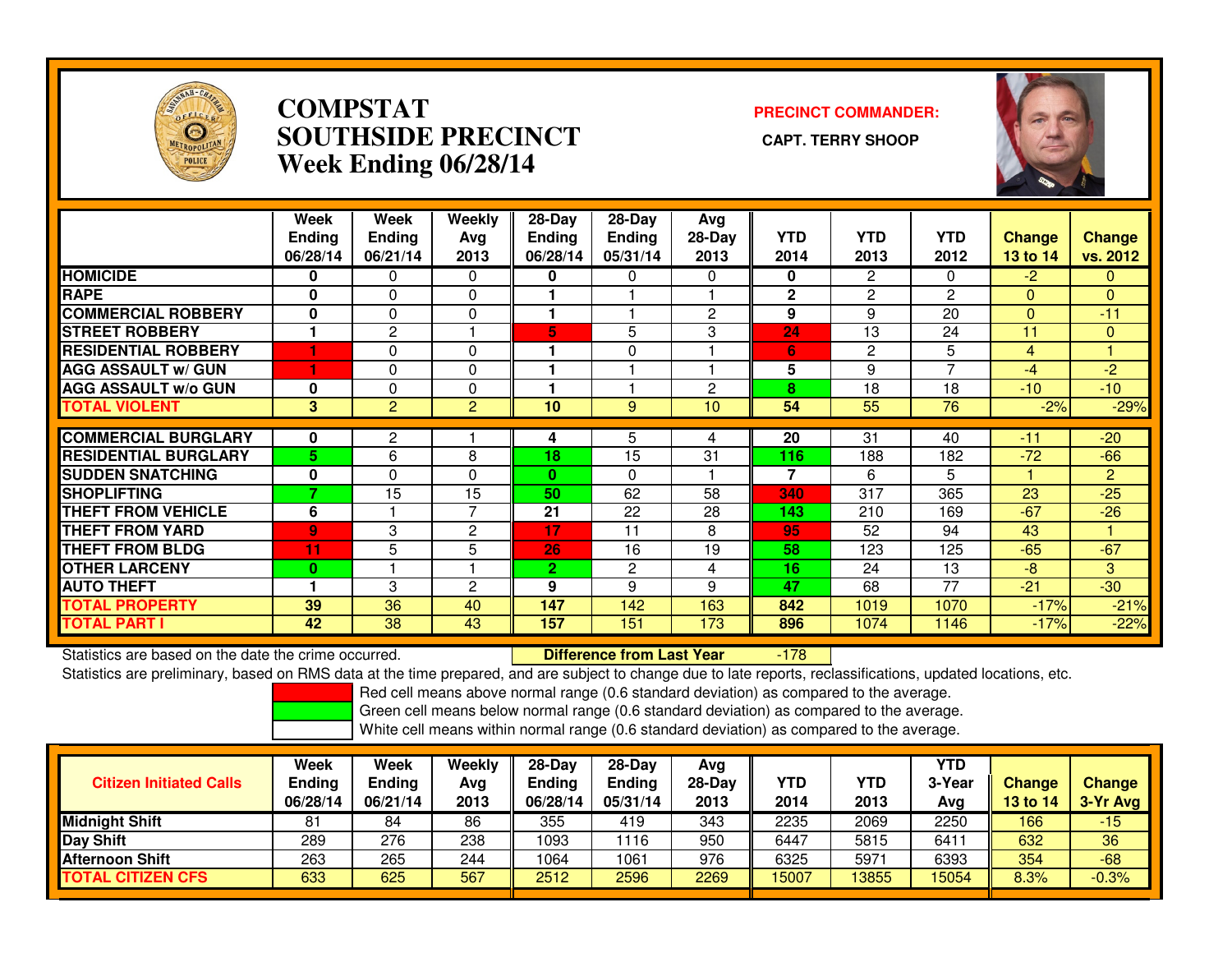# COMPSTAT
# SOUTHSIDE PRECINCT
# Week Ending 06/28/14

**PRECINCT COMMANDER:**

**CAPT. TERRY SHOOP**

| | Week Ending 06/28/14 | Week Ending 06/21/14 | Weekly Avg 2013 | 28-Day Ending 06/28/14 | 28-Day Ending 05/31/14 | Avg 28-Day 2013 | YTD 2014 | YTD 2013 | YTD 2012 | Change 13 to 14 | Change vs. 2012 |
|---|---|---|---|---|---|---|---|---|---|---|---|
| HOMICIDE | 0 | 0 | 0 | 0 | 0 | 0 | 0 | 2 | 0 | -2 | 0 |
| RAPE | 0 | 0 | 0 | 1 | 1 | 1 | 2 | 2 | 2 | 0 | 0 |
| COMMERCIAL ROBBERY | 0 | 0 | 0 | 1 | 1 | 2 | 9 | 9 | 20 | 0 | -11 |
| STREET ROBBERY | 1 | 2 | 1 | 5 | 5 | 3 | 24 | 13 | 24 | 11 | 0 |
| RESIDENTIAL ROBBERY | 1 | 0 | 0 | 1 | 0 | 1 | 6 | 2 | 5 | 4 | 1 |
| AGG ASSAULT w/ GUN | 1 | 0 | 0 | 1 | 1 | 1 | 5 | 9 | 7 | -4 | -2 |
| AGG ASSAULT w/o GUN | 0 | 0 | 0 | 1 | 1 | 2 | 8 | 18 | 18 | -10 | -10 |
| TOTAL VIOLENT | 3 | 2 | 2 | 10 | 9 | 10 | 54 | 55 | 76 | -2% | -29% |
| COMMERCIAL BURGLARY | 0 | 2 | 1 | 4 | 5 | 4 | 20 | 31 | 40 | -11 | -20 |
| RESIDENTIAL BURGLARY | 5 | 6 | 8 | 18 | 15 | 31 | 116 | 188 | 182 | -72 | -66 |
| SUDDEN SNATCHING | 0 | 0 | 0 | 0 | 0 | 1 | 7 | 6 | 5 | 1 | 2 |
| SHOPLIFTING | 7 | 15 | 15 | 50 | 62 | 58 | 340 | 317 | 365 | 23 | -25 |
| THEFT FROM VEHICLE | 6 | 1 | 7 | 21 | 22 | 28 | 143 | 210 | 169 | -67 | -26 |
| THEFT FROM YARD | 9 | 3 | 2 | 17 | 11 | 8 | 95 | 52 | 94 | 43 | 1 |
| THEFT FROM BLDG | 11 | 5 | 5 | 26 | 16 | 19 | 58 | 123 | 125 | -65 | -67 |
| OTHER LARCENY | 0 | 1 | 1 | 2 | 2 | 4 | 16 | 24 | 13 | -8 | 3 |
| AUTO THEFT | 1 | 3 | 2 | 9 | 9 | 9 | 47 | 68 | 77 | -21 | -30 |
| TOTAL PROPERTY | 39 | 36 | 40 | 147 | 142 | 163 | 842 | 1019 | 1070 | -17% | -21% |
| TOTAL PART I | 42 | 38 | 43 | 157 | 151 | 173 | 896 | 1074 | 1146 | -17% | -22% |

Statistics are based on the date the crime occurred. **Difference from Last Year** -178

Statistics are preliminary, based on RMS data at the time prepared, and are subject to change due to late reports, reclassifications, updated locations, etc.

Red cell means above normal range (0.6 standard deviation) as compared to the average.
Green cell means below normal range (0.6 standard deviation) as compared to the average.
White cell means within normal range (0.6 standard deviation) as compared to the average.

| Citizen Initiated Calls | Week Ending 06/28/14 | Week Ending 06/21/14 | Weekly Avg 2013 | 28-Day Ending 06/28/14 | 28-Day Ending 05/31/14 | Avg 28-Day 2013 | YTD 2014 | YTD 2013 | YTD 3-Year Avg | Change 13 to 14 | Change 3-Yr Avg |
|---|---|---|---|---|---|---|---|---|---|---|---|
| Midnight Shift | 81 | 84 | 86 | 355 | 419 | 343 | 2235 | 2069 | 2250 | 166 | -15 |
| Day Shift | 289 | 276 | 238 | 1093 | 1116 | 950 | 6447 | 5815 | 6411 | 632 | 36 |
| Afternoon Shift | 263 | 265 | 244 | 1064 | 1061 | 976 | 6325 | 5971 | 6393 | 354 | -68 |
| TOTAL CITIZEN CFS | 633 | 625 | 567 | 2512 | 2596 | 2269 | 15007 | 13855 | 15054 | 8.3% | -0.3% |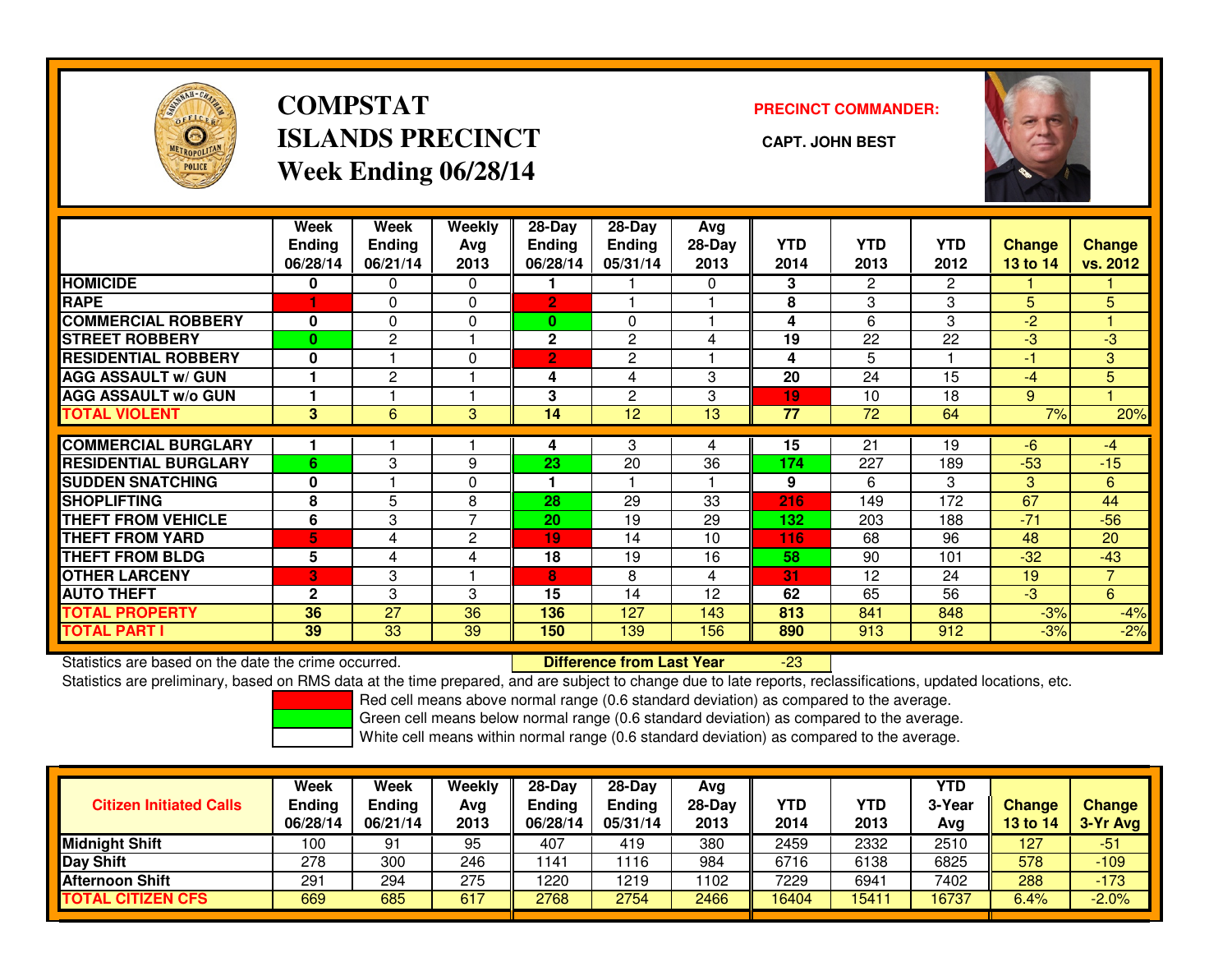# COMPSTAT
# ISLANDS PRECINCT
# Week Ending 06/28/14

**PRECINCT COMMANDER:**

**CAPT. JOHN BEST**

| | Week Ending 06/28/14 | Week Ending 06/21/14 | Weekly Avg 2013 | 28-Day Ending 06/28/14 | 28-Day Ending 05/31/14 | Avg 28-Day 2013 | YTD 2014 | YTD 2013 | YTD 2012 | Change 13 to 14 | Change vs. 2012 |
|---|---|---|---|---|---|---|---|---|---|---|---|
| HOMICIDE | 0 | 0 | 0 | 1 | 1 | 0 | 3 | 2 | 2 | 1 | 1 |
| RAPE | 1 | 0 | 0 | 2 | 1 | 1 | 8 | 3 | 3 | 5 | 5 |
| COMMERCIAL ROBBERY | 0 | 0 | 0 | 0 | 0 | 1 | 4 | 6 | 3 | -2 | 1 |
| STREET ROBBERY | 0 | 2 | 1 | 2 | 2 | 4 | 19 | 22 | 22 | -3 | -3 |
| RESIDENTIAL ROBBERY | 0 | 1 | 0 | 2 | 2 | 1 | 4 | 5 | 1 | -1 | 3 |
| AGG ASSAULT w/ GUN | 1 | 2 | 1 | 4 | 4 | 3 | 20 | 24 | 15 | -4 | 5 |
| AGG ASSAULT w/o GUN | 1 | 1 | 1 | 3 | 2 | 3 | 19 | 10 | 18 | 9 | 1 |
| TOTAL VIOLENT | 3 | 6 | 3 | 14 | 12 | 13 | 77 | 72 | 64 | 7% | 20% |
| COMMERCIAL BURGLARY | 1 | 1 | 1 | 4 | 3 | 4 | 15 | 21 | 19 | -6 | -4 |
| RESIDENTIAL BURGLARY | 6 | 3 | 9 | 23 | 20 | 36 | 174 | 227 | 189 | -53 | -15 |
| SUDDEN SNATCHING | 0 | 1 | 0 | 1 | 1 | 1 | 9 | 6 | 3 | 3 | 6 |
| SHOPLIFTING | 8 | 5 | 8 | 28 | 29 | 33 | 216 | 149 | 172 | 67 | 44 |
| THEFT FROM VEHICLE | 6 | 3 | 7 | 20 | 19 | 29 | 132 | 203 | 188 | -71 | -56 |
| THEFT FROM YARD | 5 | 4 | 2 | 19 | 14 | 10 | 116 | 68 | 96 | 48 | 20 |
| THEFT FROM BLDG | 5 | 4 | 4 | 18 | 19 | 16 | 58 | 90 | 101 | -32 | -43 |
| OTHER LARCENY | 3 | 3 | 1 | 8 | 8 | 4 | 31 | 12 | 24 | 19 | 7 |
| AUTO THEFT | 2 | 3 | 3 | 15 | 14 | 12 | 62 | 65 | 56 | -3 | 6 |
| TOTAL PROPERTY | 36 | 27 | 36 | 136 | 127 | 143 | 813 | 841 | 848 | -3% | -4% |
| TOTAL PART I | 39 | 33 | 39 | 150 | 139 | 156 | 890 | 913 | 912 | -3% | -2% |

Statistics are based on the date the crime occurred. **Difference from Last Year** -23

Statistics are preliminary, based on RMS data at the time prepared, and are subject to change due to late reports, reclassifications, updated locations, etc.

Red cell means above normal range (0.6 standard deviation) as compared to the average.
Green cell means below normal range (0.6 standard deviation) as compared to the average.
White cell means within normal range (0.6 standard deviation) as compared to the average.

| Citizen Initiated Calls | Week Ending 06/28/14 | Week Ending 06/21/14 | Weekly Avg 2013 | 28-Day Ending 06/28/14 | 28-Day Ending 05/31/14 | Avg 28-Day 2013 | YTD 2014 | YTD 2013 | YTD 3-Year Avg | Change 13 to 14 | Change 3-Yr Avg |
|---|---|---|---|---|---|---|---|---|---|---|---|
| Midnight Shift | 100 | 91 | 95 | 407 | 419 | 380 | 2459 | 2332 | 2510 | 127 | -51 |
| Day Shift | 278 | 300 | 246 | 1141 | 1116 | 984 | 6716 | 6138 | 6825 | 578 | -109 |
| Afternoon Shift | 291 | 294 | 275 | 1220 | 1219 | 1102 | 7229 | 6941 | 7402 | 288 | -173 |
| TOTAL CITIZEN CFS | 669 | 685 | 617 | 2768 | 2754 | 2466 | 16404 | 15411 | 16737 | 6.4% | -2.0% |